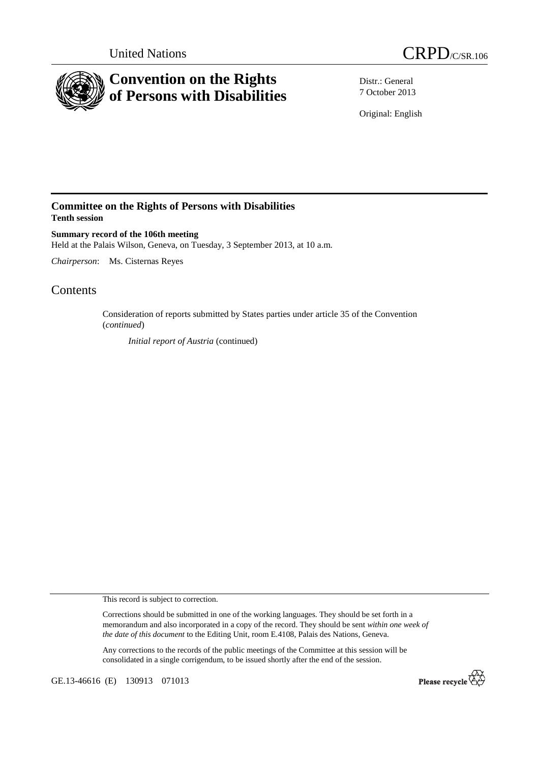United Nations CRPD/C/SR.106

# Convention on the Rights of Persons with Disabilities

Distr.: General
7 October 2013

Original: English

## Committee on the Rights of Persons with Disabilities
**Tenth session**

**Summary record of the 106th meeting**
Held at the Palais Wilson, Geneva, on Tuesday, 3 September 2013, at 10 a.m.

*Chairperson*: Ms. Cisternas Reyes

# Contents

Consideration of reports submitted by States parties under article 35 of the Convention (*continued*)

*Initial report of Austria* (continued)

This record is subject to correction.

Corrections should be submitted in one of the working languages. They should be set forth in a memorandum and also incorporated in a copy of the record. They should be sent *within one week of the date of this document* to the Editing Unit, room E.4108, Palais des Nations, Geneva.

Any corrections to the records of the public meetings of the Committee at this session will be consolidated in a single corrigendum, to be issued shortly after the end of the session.

GE.13-46616 (E) 130913 071013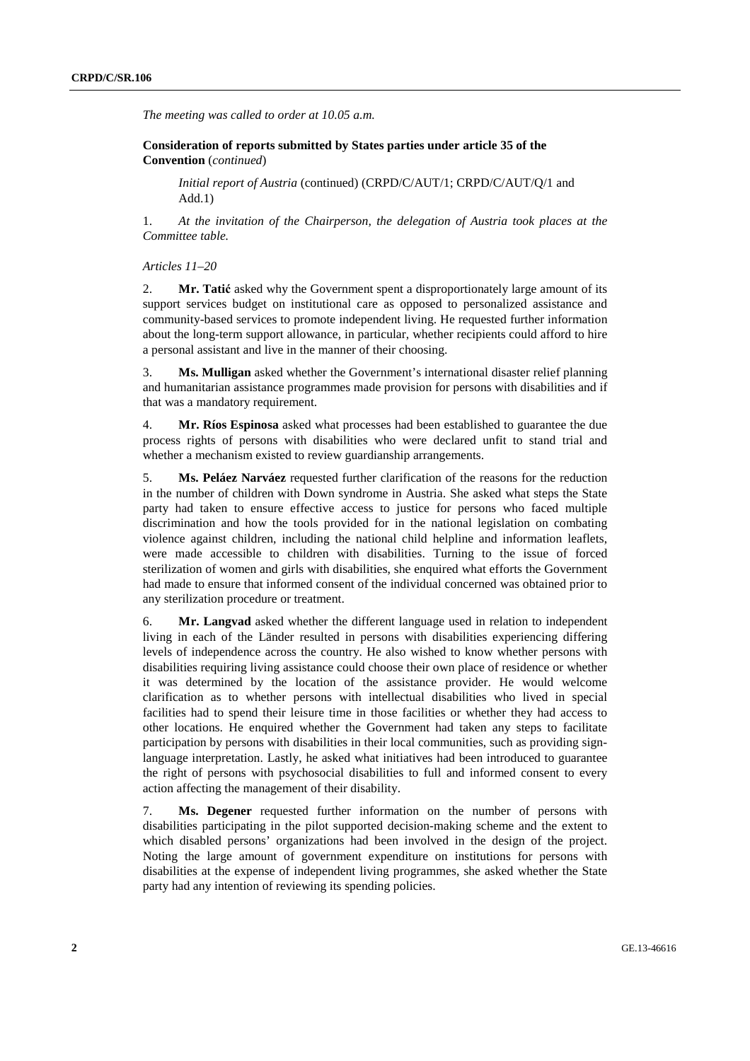*The meeting was called to order at 10.05 a.m.*

**Consideration of reports submitted by States parties under article 35 of the Convention** (*continued*)

*Initial report of Austria* (continued) (CRPD/C/AUT/1; CRPD/C/AUT/Q/1 and Add.1)

1. *At the invitation of the Chairperson, the delegation of Austria took places at the Committee table.*

*Articles 11–20*

2. **Mr. Tatić** asked why the Government spent a disproportionately large amount of its support services budget on institutional care as opposed to personalized assistance and community-based services to promote independent living. He requested further information about the long-term support allowance, in particular, whether recipients could afford to hire a personal assistant and live in the manner of their choosing.

3. **Ms. Mulligan** asked whether the Government's international disaster relief planning and humanitarian assistance programmes made provision for persons with disabilities and if that was a mandatory requirement.

4. **Mr. Ríos Espinosa** asked what processes had been established to guarantee the due process rights of persons with disabilities who were declared unfit to stand trial and whether a mechanism existed to review guardianship arrangements.

5. **Ms. Peláez Narváez** requested further clarification of the reasons for the reduction in the number of children with Down syndrome in Austria. She asked what steps the State party had taken to ensure effective access to justice for persons who faced multiple discrimination and how the tools provided for in the national legislation on combating violence against children, including the national child helpline and information leaflets, were made accessible to children with disabilities. Turning to the issue of forced sterilization of women and girls with disabilities, she enquired what efforts the Government had made to ensure that informed consent of the individual concerned was obtained prior to any sterilization procedure or treatment.

6. **Mr. Langvad** asked whether the different language used in relation to independent living in each of the Länder resulted in persons with disabilities experiencing differing levels of independence across the country. He also wished to know whether persons with disabilities requiring living assistance could choose their own place of residence or whether it was determined by the location of the assistance provider. He would welcome clarification as to whether persons with intellectual disabilities who lived in special facilities had to spend their leisure time in those facilities or whether they had access to other locations. He enquired whether the Government had taken any steps to facilitate participation by persons with disabilities in their local communities, such as providing sign-language interpretation. Lastly, he asked what initiatives had been introduced to guarantee the right of persons with psychosocial disabilities to full and informed consent to every action affecting the management of their disability.

7. **Ms. Degener** requested further information on the number of persons with disabilities participating in the pilot supported decision-making scheme and the extent to which disabled persons' organizations had been involved in the design of the project. Noting the large amount of government expenditure on institutions for persons with disabilities at the expense of independent living programmes, she asked whether the State party had any intention of reviewing its spending policies.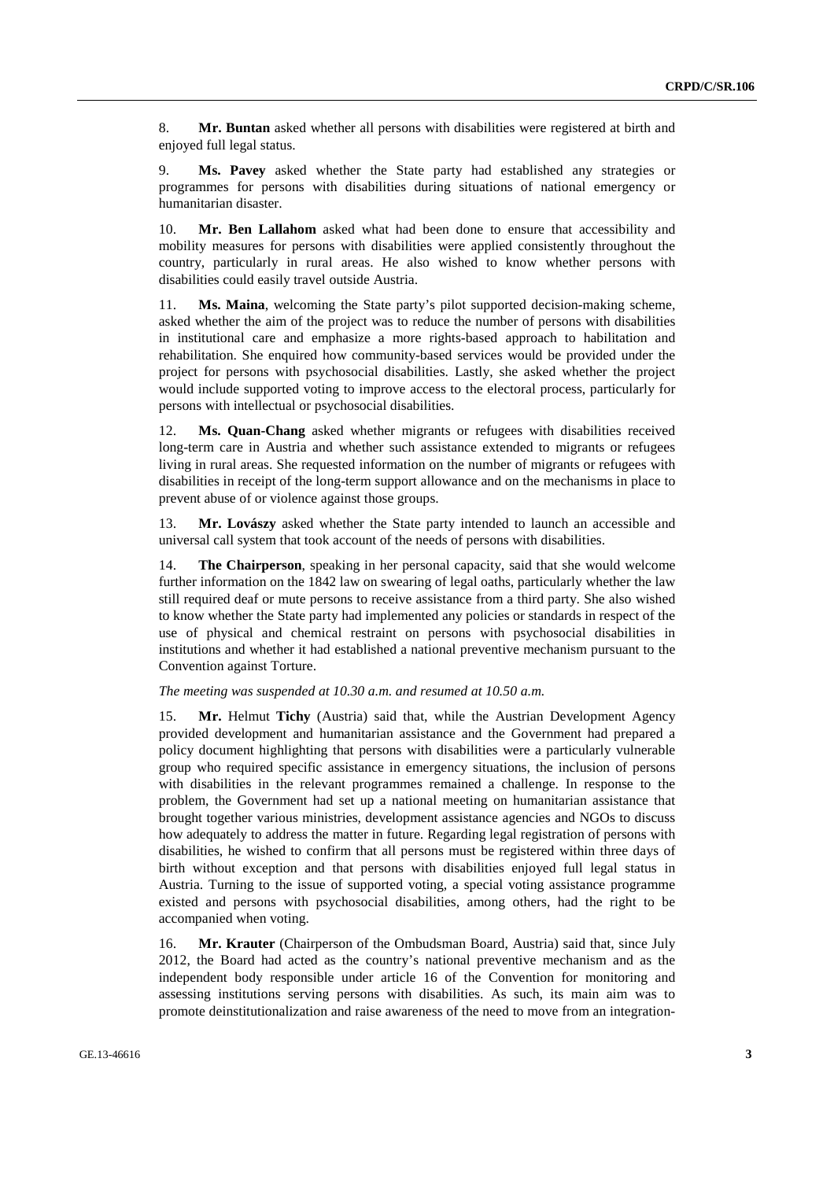8. **Mr. Buntan** asked whether all persons with disabilities were registered at birth and enjoyed full legal status.

9. **Ms. Pavey** asked whether the State party had established any strategies or programmes for persons with disabilities during situations of national emergency or humanitarian disaster.

10. **Mr. Ben Lallahom** asked what had been done to ensure that accessibility and mobility measures for persons with disabilities were applied consistently throughout the country, particularly in rural areas. He also wished to know whether persons with disabilities could easily travel outside Austria.

11. **Ms. Maina**, welcoming the State party's pilot supported decision-making scheme, asked whether the aim of the project was to reduce the number of persons with disabilities in institutional care and emphasize a more rights-based approach to habilitation and rehabilitation. She enquired how community-based services would be provided under the project for persons with psychosocial disabilities. Lastly, she asked whether the project would include supported voting to improve access to the electoral process, particularly for persons with intellectual or psychosocial disabilities.

12. **Ms. Quan-Chang** asked whether migrants or refugees with disabilities received long-term care in Austria and whether such assistance extended to migrants or refugees living in rural areas. She requested information on the number of migrants or refugees with disabilities in receipt of the long-term support allowance and on the mechanisms in place to prevent abuse of or violence against those groups.

13. **Mr. Lovászy** asked whether the State party intended to launch an accessible and universal call system that took account of the needs of persons with disabilities.

14. **The Chairperson**, speaking in her personal capacity, said that she would welcome further information on the 1842 law on swearing of legal oaths, particularly whether the law still required deaf or mute persons to receive assistance from a third party. She also wished to know whether the State party had implemented any policies or standards in respect of the use of physical and chemical restraint on persons with psychosocial disabilities in institutions and whether it had established a national preventive mechanism pursuant to the Convention against Torture.

*The meeting was suspended at 10.30 a.m. and resumed at 10.50 a.m.*

15. **Mr.** Helmut **Tichy** (Austria) said that, while the Austrian Development Agency provided development and humanitarian assistance and the Government had prepared a policy document highlighting that persons with disabilities were a particularly vulnerable group who required specific assistance in emergency situations, the inclusion of persons with disabilities in the relevant programmes remained a challenge. In response to the problem, the Government had set up a national meeting on humanitarian assistance that brought together various ministries, development assistance agencies and NGOs to discuss how adequately to address the matter in future. Regarding legal registration of persons with disabilities, he wished to confirm that all persons must be registered within three days of birth without exception and that persons with disabilities enjoyed full legal status in Austria. Turning to the issue of supported voting, a special voting assistance programme existed and persons with psychosocial disabilities, among others, had the right to be accompanied when voting.

16. **Mr. Krauter** (Chairperson of the Ombudsman Board, Austria) said that, since July 2012, the Board had acted as the country's national preventive mechanism and as the independent body responsible under article 16 of the Convention for monitoring and assessing institutions serving persons with disabilities. As such, its main aim was to promote deinstitutionalization and raise awareness of the need to move from an integration-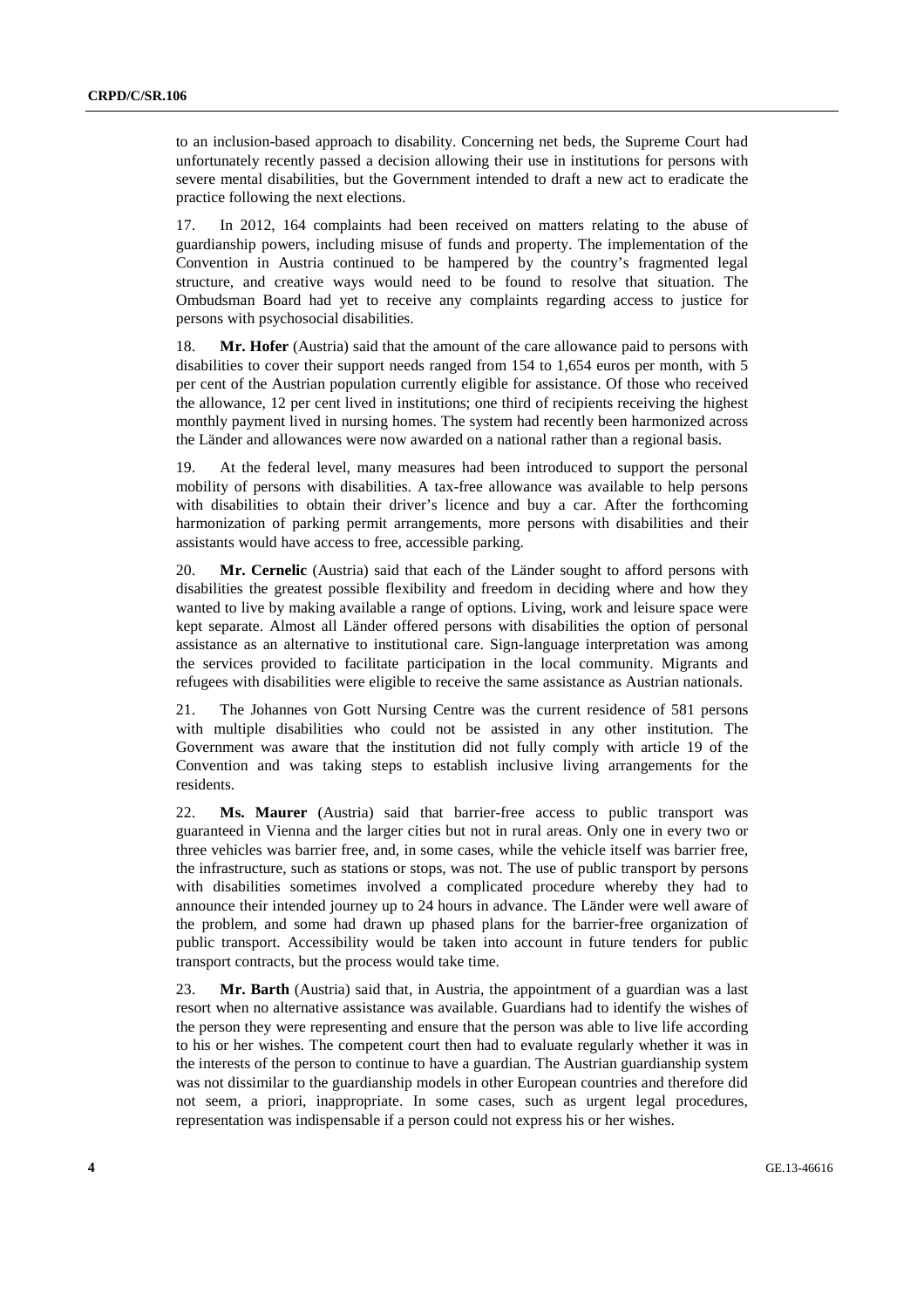to an inclusion-based approach to disability. Concerning net beds, the Supreme Court had unfortunately recently passed a decision allowing their use in institutions for persons with severe mental disabilities, but the Government intended to draft a new act to eradicate the practice following the next elections.

17. In 2012, 164 complaints had been received on matters relating to the abuse of guardianship powers, including misuse of funds and property. The implementation of the Convention in Austria continued to be hampered by the country's fragmented legal structure, and creative ways would need to be found to resolve that situation. The Ombudsman Board had yet to receive any complaints regarding access to justice for persons with psychosocial disabilities.

18. **Mr. Hofer** (Austria) said that the amount of the care allowance paid to persons with disabilities to cover their support needs ranged from 154 to 1,654 euros per month, with 5 per cent of the Austrian population currently eligible for assistance. Of those who received the allowance, 12 per cent lived in institutions; one third of recipients receiving the highest monthly payment lived in nursing homes. The system had recently been harmonized across the Länder and allowances were now awarded on a national rather than a regional basis.

19. At the federal level, many measures had been introduced to support the personal mobility of persons with disabilities. A tax-free allowance was available to help persons with disabilities to obtain their driver's licence and buy a car. After the forthcoming harmonization of parking permit arrangements, more persons with disabilities and their assistants would have access to free, accessible parking.

20. **Mr. Cernelic** (Austria) said that each of the Länder sought to afford persons with disabilities the greatest possible flexibility and freedom in deciding where and how they wanted to live by making available a range of options. Living, work and leisure space were kept separate. Almost all Länder offered persons with disabilities the option of personal assistance as an alternative to institutional care. Sign-language interpretation was among the services provided to facilitate participation in the local community. Migrants and refugees with disabilities were eligible to receive the same assistance as Austrian nationals.

21. The Johannes von Gott Nursing Centre was the current residence of 581 persons with multiple disabilities who could not be assisted in any other institution. The Government was aware that the institution did not fully comply with article 19 of the Convention and was taking steps to establish inclusive living arrangements for the residents.

22. **Ms. Maurer** (Austria) said that barrier-free access to public transport was guaranteed in Vienna and the larger cities but not in rural areas. Only one in every two or three vehicles was barrier free, and, in some cases, while the vehicle itself was barrier free, the infrastructure, such as stations or stops, was not. The use of public transport by persons with disabilities sometimes involved a complicated procedure whereby they had to announce their intended journey up to 24 hours in advance. The Länder were well aware of the problem, and some had drawn up phased plans for the barrier-free organization of public transport. Accessibility would be taken into account in future tenders for public transport contracts, but the process would take time.

23. **Mr. Barth** (Austria) said that, in Austria, the appointment of a guardian was a last resort when no alternative assistance was available. Guardians had to identify the wishes of the person they were representing and ensure that the person was able to live life according to his or her wishes. The competent court then had to evaluate regularly whether it was in the interests of the person to continue to have a guardian. The Austrian guardianship system was not dissimilar to the guardianship models in other European countries and therefore did not seem, a priori, inappropriate. In some cases, such as urgent legal procedures, representation was indispensable if a person could not express his or her wishes.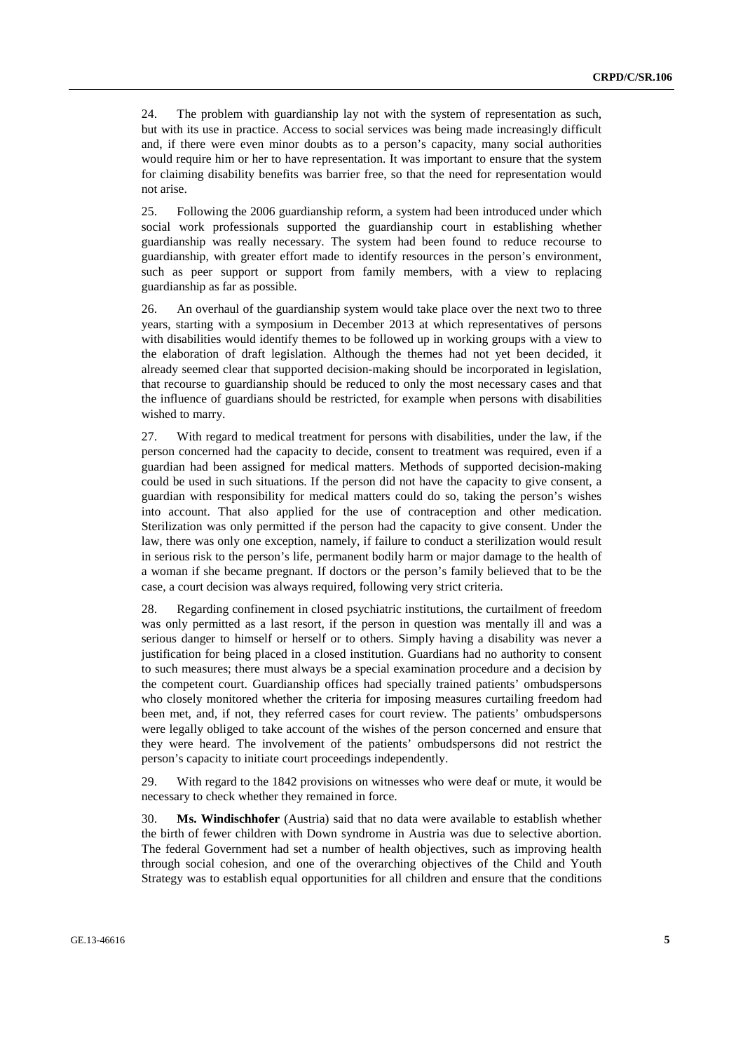24. The problem with guardianship lay not with the system of representation as such, but with its use in practice. Access to social services was being made increasingly difficult and, if there were even minor doubts as to a person's capacity, many social authorities would require him or her to have representation. It was important to ensure that the system for claiming disability benefits was barrier free, so that the need for representation would not arise.

25. Following the 2006 guardianship reform, a system had been introduced under which social work professionals supported the guardianship court in establishing whether guardianship was really necessary. The system had been found to reduce recourse to guardianship, with greater effort made to identify resources in the person's environment, such as peer support or support from family members, with a view to replacing guardianship as far as possible.

26. An overhaul of the guardianship system would take place over the next two to three years, starting with a symposium in December 2013 at which representatives of persons with disabilities would identify themes to be followed up in working groups with a view to the elaboration of draft legislation. Although the themes had not yet been decided, it already seemed clear that supported decision-making should be incorporated in legislation, that recourse to guardianship should be reduced to only the most necessary cases and that the influence of guardians should be restricted, for example when persons with disabilities wished to marry.

27. With regard to medical treatment for persons with disabilities, under the law, if the person concerned had the capacity to decide, consent to treatment was required, even if a guardian had been assigned for medical matters. Methods of supported decision-making could be used in such situations. If the person did not have the capacity to give consent, a guardian with responsibility for medical matters could do so, taking the person's wishes into account. That also applied for the use of contraception and other medication. Sterilization was only permitted if the person had the capacity to give consent. Under the law, there was only one exception, namely, if failure to conduct a sterilization would result in serious risk to the person's life, permanent bodily harm or major damage to the health of a woman if she became pregnant. If doctors or the person's family believed that to be the case, a court decision was always required, following very strict criteria.

28. Regarding confinement in closed psychiatric institutions, the curtailment of freedom was only permitted as a last resort, if the person in question was mentally ill and was a serious danger to himself or herself or to others. Simply having a disability was never a justification for being placed in a closed institution. Guardians had no authority to consent to such measures; there must always be a special examination procedure and a decision by the competent court. Guardianship offices had specially trained patients' ombudspersons who closely monitored whether the criteria for imposing measures curtailing freedom had been met, and, if not, they referred cases for court review. The patients' ombudspersons were legally obliged to take account of the wishes of the person concerned and ensure that they were heard. The involvement of the patients' ombudspersons did not restrict the person's capacity to initiate court proceedings independently.

29. With regard to the 1842 provisions on witnesses who were deaf or mute, it would be necessary to check whether they remained in force.

30. **Ms. Windischhofer** (Austria) said that no data were available to establish whether the birth of fewer children with Down syndrome in Austria was due to selective abortion. The federal Government had set a number of health objectives, such as improving health through social cohesion, and one of the overarching objectives of the Child and Youth Strategy was to establish equal opportunities for all children and ensure that the conditions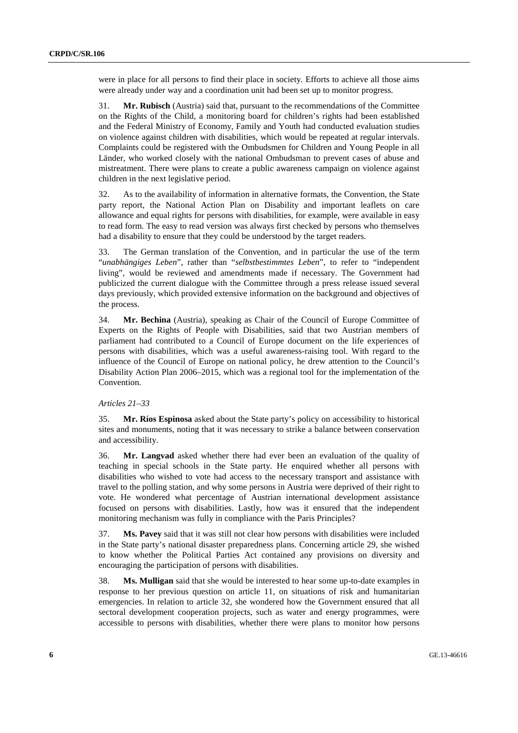were in place for all persons to find their place in society. Efforts to achieve all those aims were already under way and a coordination unit had been set up to monitor progress.

31. **Mr. Rubisch** (Austria) said that, pursuant to the recommendations of the Committee on the Rights of the Child, a monitoring board for children's rights had been established and the Federal Ministry of Economy, Family and Youth had conducted evaluation studies on violence against children with disabilities, which would be repeated at regular intervals. Complaints could be registered with the Ombudsmen for Children and Young People in all Länder, who worked closely with the national Ombudsman to prevent cases of abuse and mistreatment. There were plans to create a public awareness campaign on violence against children in the next legislative period.

32. As to the availability of information in alternative formats, the Convention, the State party report, the National Action Plan on Disability and important leaflets on care allowance and equal rights for persons with disabilities, for example, were available in easy to read form. The easy to read version was always first checked by persons who themselves had a disability to ensure that they could be understood by the target readers.

33. The German translation of the Convention, and in particular the use of the term "*unabhängiges Leben*", rather than "*selbstbestimmtes Leben*", to refer to "independent living", would be reviewed and amendments made if necessary. The Government had publicized the current dialogue with the Committee through a press release issued several days previously, which provided extensive information on the background and objectives of the process.

34. **Mr. Bechina** (Austria), speaking as Chair of the Council of Europe Committee of Experts on the Rights of People with Disabilities, said that two Austrian members of parliament had contributed to a Council of Europe document on the life experiences of persons with disabilities, which was a useful awareness-raising tool. With regard to the influence of the Council of Europe on national policy, he drew attention to the Council's Disability Action Plan 2006–2015, which was a regional tool for the implementation of the Convention.

*Articles 21–33*

35. **Mr. Ríos Espinosa** asked about the State party's policy on accessibility to historical sites and monuments, noting that it was necessary to strike a balance between conservation and accessibility.

36. **Mr. Langvad** asked whether there had ever been an evaluation of the quality of teaching in special schools in the State party. He enquired whether all persons with disabilities who wished to vote had access to the necessary transport and assistance with travel to the polling station, and why some persons in Austria were deprived of their right to vote. He wondered what percentage of Austrian international development assistance focused on persons with disabilities. Lastly, how was it ensured that the independent monitoring mechanism was fully in compliance with the Paris Principles?

37. **Ms. Pavey** said that it was still not clear how persons with disabilities were included in the State party's national disaster preparedness plans. Concerning article 29, she wished to know whether the Political Parties Act contained any provisions on diversity and encouraging the participation of persons with disabilities.

38. **Ms. Mulligan** said that she would be interested to hear some up-to-date examples in response to her previous question on article 11, on situations of risk and humanitarian emergencies. In relation to article 32, she wondered how the Government ensured that all sectoral development cooperation projects, such as water and energy programmes, were accessible to persons with disabilities, whether there were plans to monitor how persons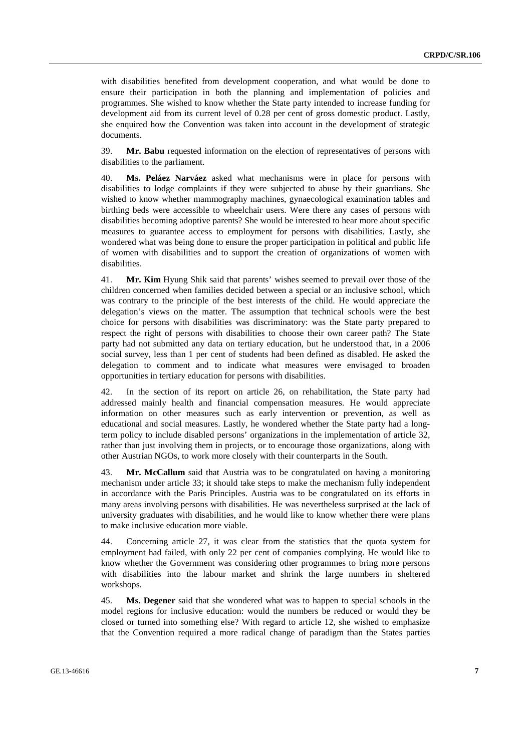with disabilities benefited from development cooperation, and what would be done to ensure their participation in both the planning and implementation of policies and programmes. She wished to know whether the State party intended to increase funding for development aid from its current level of 0.28 per cent of gross domestic product. Lastly, she enquired how the Convention was taken into account in the development of strategic documents.

39. **Mr. Babu** requested information on the election of representatives of persons with disabilities to the parliament.

40. **Ms. Peláez Narváez** asked what mechanisms were in place for persons with disabilities to lodge complaints if they were subjected to abuse by their guardians. She wished to know whether mammography machines, gynaecological examination tables and birthing beds were accessible to wheelchair users. Were there any cases of persons with disabilities becoming adoptive parents? She would be interested to hear more about specific measures to guarantee access to employment for persons with disabilities. Lastly, she wondered what was being done to ensure the proper participation in political and public life of women with disabilities and to support the creation of organizations of women with disabilities.

41. **Mr. Kim** Hyung Shik said that parents' wishes seemed to prevail over those of the children concerned when families decided between a special or an inclusive school, which was contrary to the principle of the best interests of the child. He would appreciate the delegation's views on the matter. The assumption that technical schools were the best choice for persons with disabilities was discriminatory: was the State party prepared to respect the right of persons with disabilities to choose their own career path? The State party had not submitted any data on tertiary education, but he understood that, in a 2006 social survey, less than 1 per cent of students had been defined as disabled. He asked the delegation to comment and to indicate what measures were envisaged to broaden opportunities in tertiary education for persons with disabilities.

42. In the section of its report on article 26, on rehabilitation, the State party had addressed mainly health and financial compensation measures. He would appreciate information on other measures such as early intervention or prevention, as well as educational and social measures. Lastly, he wondered whether the State party had a long-term policy to include disabled persons' organizations in the implementation of article 32, rather than just involving them in projects, or to encourage those organizations, along with other Austrian NGOs, to work more closely with their counterparts in the South.

43. **Mr. McCallum** said that Austria was to be congratulated on having a monitoring mechanism under article 33; it should take steps to make the mechanism fully independent in accordance with the Paris Principles. Austria was to be congratulated on its efforts in many areas involving persons with disabilities. He was nevertheless surprised at the lack of university graduates with disabilities, and he would like to know whether there were plans to make inclusive education more viable.

44. Concerning article 27, it was clear from the statistics that the quota system for employment had failed, with only 22 per cent of companies complying. He would like to know whether the Government was considering other programmes to bring more persons with disabilities into the labour market and shrink the large numbers in sheltered workshops.

45. **Ms. Degener** said that she wondered what was to happen to special schools in the model regions for inclusive education: would the numbers be reduced or would they be closed or turned into something else? With regard to article 12, she wished to emphasize that the Convention required a more radical change of paradigm than the States parties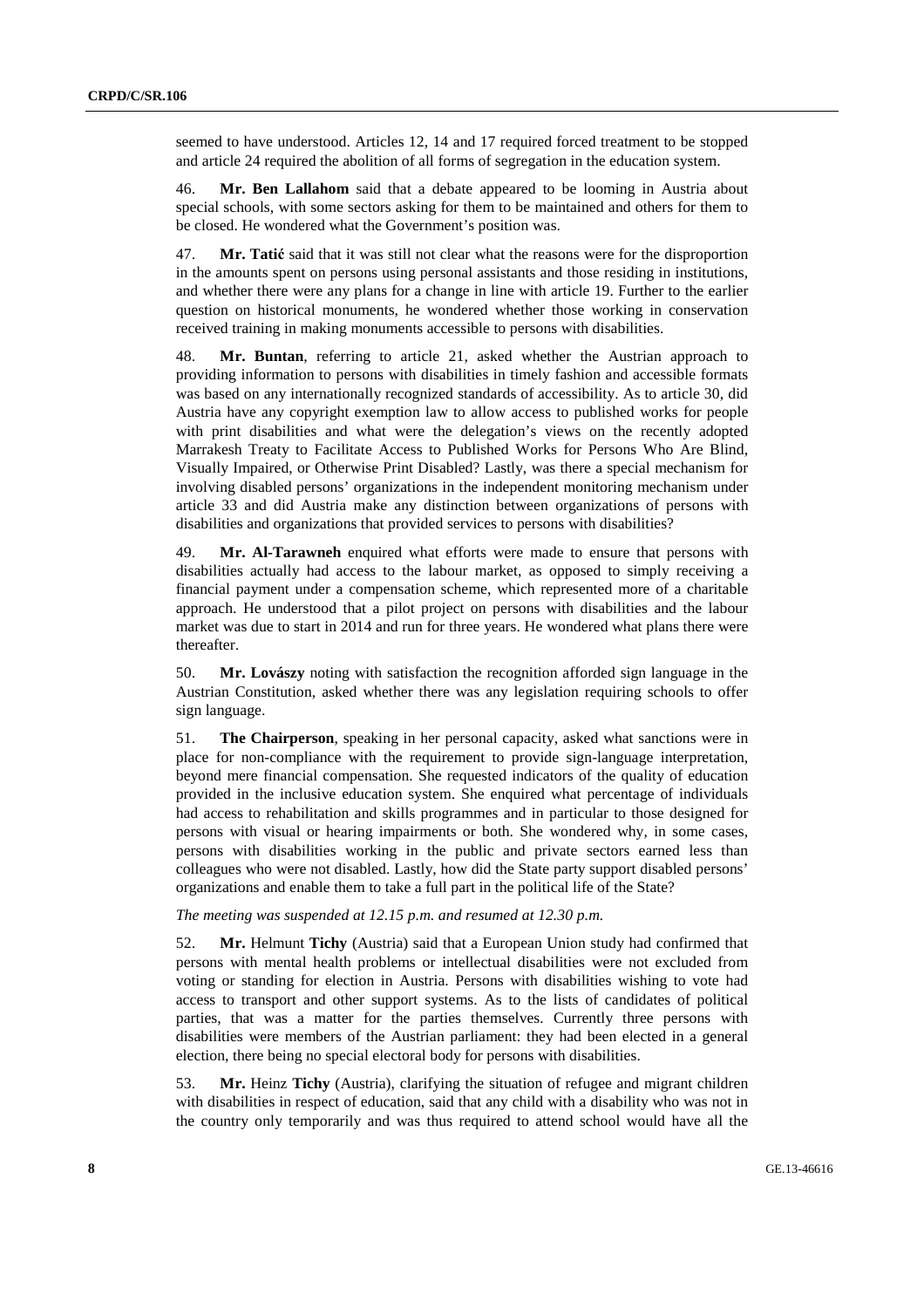seemed to have understood. Articles 12, 14 and 17 required forced treatment to be stopped and article 24 required the abolition of all forms of segregation in the education system.

46. **Mr. Ben Lallahom** said that a debate appeared to be looming in Austria about special schools, with some sectors asking for them to be maintained and others for them to be closed. He wondered what the Government's position was.

47. **Mr. Tatić** said that it was still not clear what the reasons were for the disproportion in the amounts spent on persons using personal assistants and those residing in institutions, and whether there were any plans for a change in line with article 19. Further to the earlier question on historical monuments, he wondered whether those working in conservation received training in making monuments accessible to persons with disabilities.

48. **Mr. Buntan**, referring to article 21, asked whether the Austrian approach to providing information to persons with disabilities in timely fashion and accessible formats was based on any internationally recognized standards of accessibility. As to article 30, did Austria have any copyright exemption law to allow access to published works for people with print disabilities and what were the delegation's views on the recently adopted Marrakesh Treaty to Facilitate Access to Published Works for Persons Who Are Blind, Visually Impaired, or Otherwise Print Disabled? Lastly, was there a special mechanism for involving disabled persons' organizations in the independent monitoring mechanism under article 33 and did Austria make any distinction between organizations of persons with disabilities and organizations that provided services to persons with disabilities?

49. **Mr. Al-Tarawneh** enquired what efforts were made to ensure that persons with disabilities actually had access to the labour market, as opposed to simply receiving a financial payment under a compensation scheme, which represented more of a charitable approach. He understood that a pilot project on persons with disabilities and the labour market was due to start in 2014 and run for three years. He wondered what plans there were thereafter.

50. **Mr. Lovászy** noting with satisfaction the recognition afforded sign language in the Austrian Constitution, asked whether there was any legislation requiring schools to offer sign language.

51. **The Chairperson**, speaking in her personal capacity, asked what sanctions were in place for non-compliance with the requirement to provide sign-language interpretation, beyond mere financial compensation. She requested indicators of the quality of education provided in the inclusive education system. She enquired what percentage of individuals had access to rehabilitation and skills programmes and in particular to those designed for persons with visual or hearing impairments or both. She wondered why, in some cases, persons with disabilities working in the public and private sectors earned less than colleagues who were not disabled. Lastly, how did the State party support disabled persons' organizations and enable them to take a full part in the political life of the State?

*The meeting was suspended at 12.15 p.m. and resumed at 12.30 p.m.*

52. **Mr.** Helmunt **Tichy** (Austria) said that a European Union study had confirmed that persons with mental health problems or intellectual disabilities were not excluded from voting or standing for election in Austria. Persons with disabilities wishing to vote had access to transport and other support systems. As to the lists of candidates of political parties, that was a matter for the parties themselves. Currently three persons with disabilities were members of the Austrian parliament: they had been elected in a general election, there being no special electoral body for persons with disabilities.

53. **Mr.** Heinz **Tichy** (Austria), clarifying the situation of refugee and migrant children with disabilities in respect of education, said that any child with a disability who was not in the country only temporarily and was thus required to attend school would have all the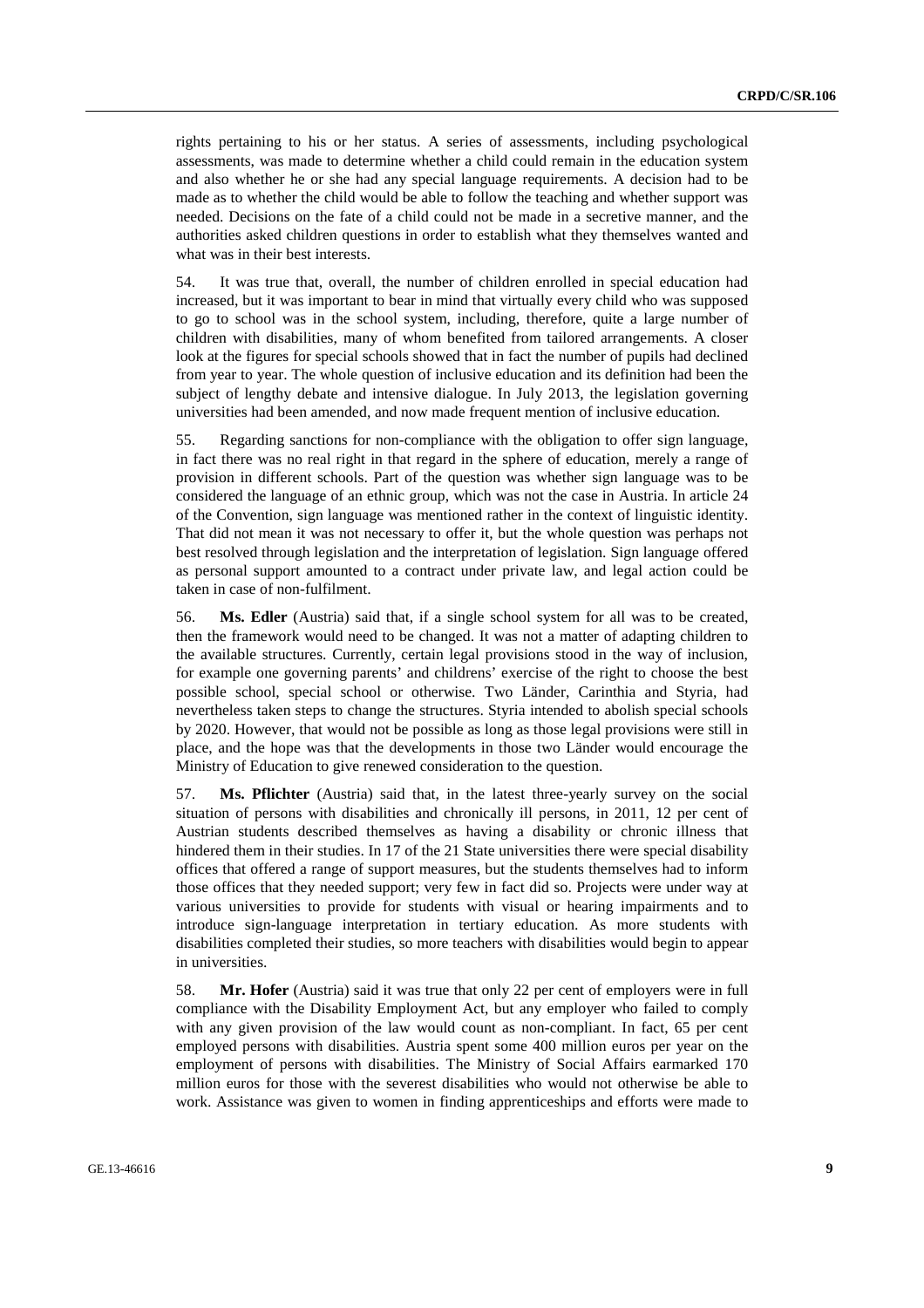rights pertaining to his or her status. A series of assessments, including psychological assessments, was made to determine whether a child could remain in the education system and also whether he or she had any special language requirements. A decision had to be made as to whether the child would be able to follow the teaching and whether support was needed. Decisions on the fate of a child could not be made in a secretive manner, and the authorities asked children questions in order to establish what they themselves wanted and what was in their best interests.

54. It was true that, overall, the number of children enrolled in special education had increased, but it was important to bear in mind that virtually every child who was supposed to go to school was in the school system, including, therefore, quite a large number of children with disabilities, many of whom benefited from tailored arrangements. A closer look at the figures for special schools showed that in fact the number of pupils had declined from year to year. The whole question of inclusive education and its definition had been the subject of lengthy debate and intensive dialogue. In July 2013, the legislation governing universities had been amended, and now made frequent mention of inclusive education.

55. Regarding sanctions for non-compliance with the obligation to offer sign language, in fact there was no real right in that regard in the sphere of education, merely a range of provision in different schools. Part of the question was whether sign language was to be considered the language of an ethnic group, which was not the case in Austria. In article 24 of the Convention, sign language was mentioned rather in the context of linguistic identity. That did not mean it was not necessary to offer it, but the whole question was perhaps not best resolved through legislation and the interpretation of legislation. Sign language offered as personal support amounted to a contract under private law, and legal action could be taken in case of non-fulfilment.

56. **Ms. Edler** (Austria) said that, if a single school system for all was to be created, then the framework would need to be changed. It was not a matter of adapting children to the available structures. Currently, certain legal provisions stood in the way of inclusion, for example one governing parents' and childrens' exercise of the right to choose the best possible school, special school or otherwise. Two Länder, Carinthia and Styria, had nevertheless taken steps to change the structures. Styria intended to abolish special schools by 2020. However, that would not be possible as long as those legal provisions were still in place, and the hope was that the developments in those two Länder would encourage the Ministry of Education to give renewed consideration to the question.

57. **Ms. Pflichter** (Austria) said that, in the latest three-yearly survey on the social situation of persons with disabilities and chronically ill persons, in 2011, 12 per cent of Austrian students described themselves as having a disability or chronic illness that hindered them in their studies. In 17 of the 21 State universities there were special disability offices that offered a range of support measures, but the students themselves had to inform those offices that they needed support; very few in fact did so. Projects were under way at various universities to provide for students with visual or hearing impairments and to introduce sign-language interpretation in tertiary education. As more students with disabilities completed their studies, so more teachers with disabilities would begin to appear in universities.

58. **Mr. Hofer** (Austria) said it was true that only 22 per cent of employers were in full compliance with the Disability Employment Act, but any employer who failed to comply with any given provision of the law would count as non-compliant. In fact, 65 per cent employed persons with disabilities. Austria spent some 400 million euros per year on the employment of persons with disabilities. The Ministry of Social Affairs earmarked 170 million euros for those with the severest disabilities who would not otherwise be able to work. Assistance was given to women in finding apprenticeships and efforts were made to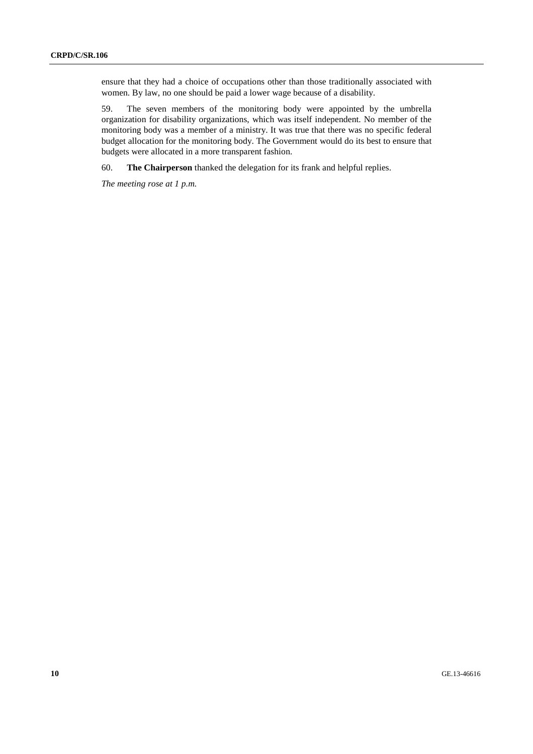ensure that they had a choice of occupations other than those traditionally associated with women. By law, no one should be paid a lower wage because of a disability.

59. The seven members of the monitoring body were appointed by the umbrella organization for disability organizations, which was itself independent. No member of the monitoring body was a member of a ministry. It was true that there was no specific federal budget allocation for the monitoring body. The Government would do its best to ensure that budgets were allocated in a more transparent fashion.

60. **The Chairperson** thanked the delegation for its frank and helpful replies.

*The meeting rose at 1 p.m.*